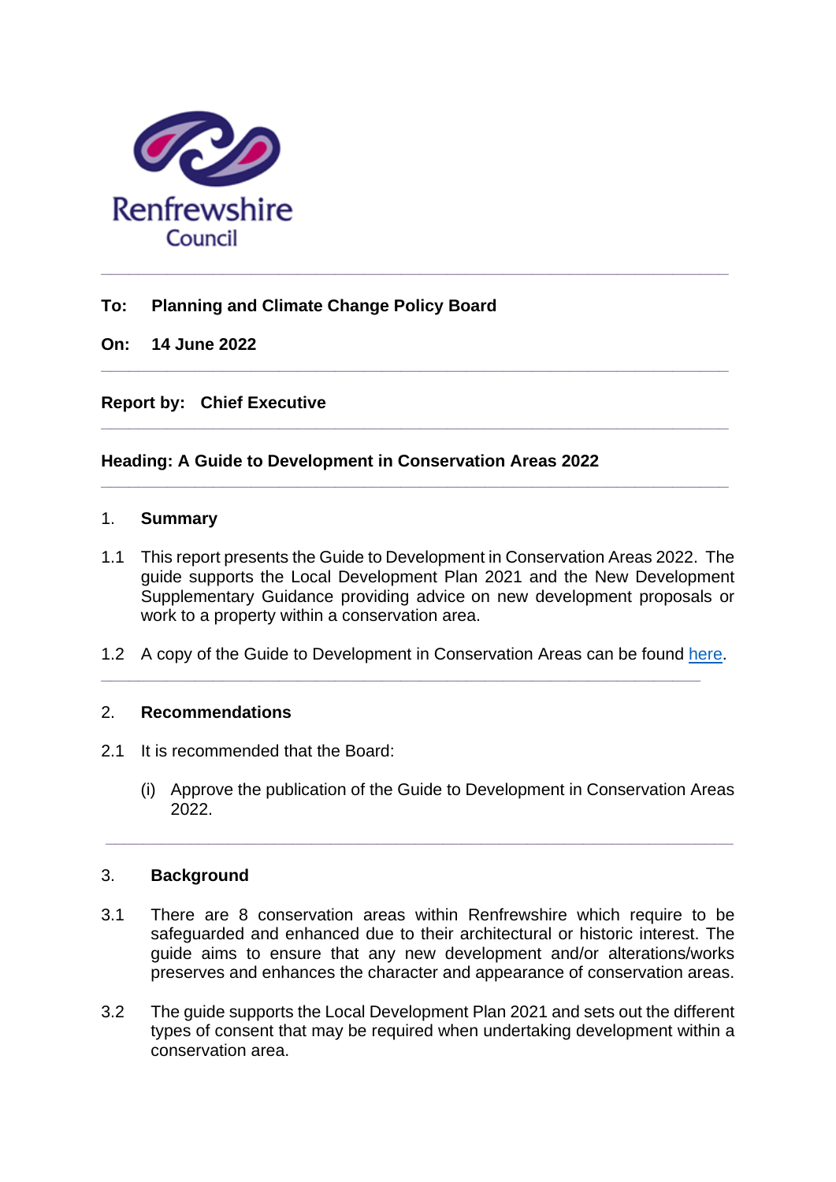Renfrewshire Council

---

**To:** **Planning and Climate Change Policy Board**

**On:** **14 June 2022**

---

**Report by:** **Chief Executive**

---

**Heading: A Guide to Development in Conservation Areas 2022**

---

## 1. Summary

1.1 This report presents the Guide to Development in Conservation Areas 2022. The guide supports the Local Development Plan 2021 and the New Development Supplementary Guidance providing advice on new development proposals or work to a property within a conservation area.

1.2 A copy of the Guide to Development in Conservation Areas can be found here.

---

## 2. Recommendations

2.1 It is recommended that the Board:

(i) Approve the publication of the Guide to Development in Conservation Areas 2022.

---

## 3. Background

3.1 There are 8 conservation areas within Renfrewshire which require to be safeguarded and enhanced due to their architectural or historic interest. The guide aims to ensure that any new development and/or alterations/works preserves and enhances the character and appearance of conservation areas.

3.2 The guide supports the Local Development Plan 2021 and sets out the different types of consent that may be required when undertaking development within a conservation area.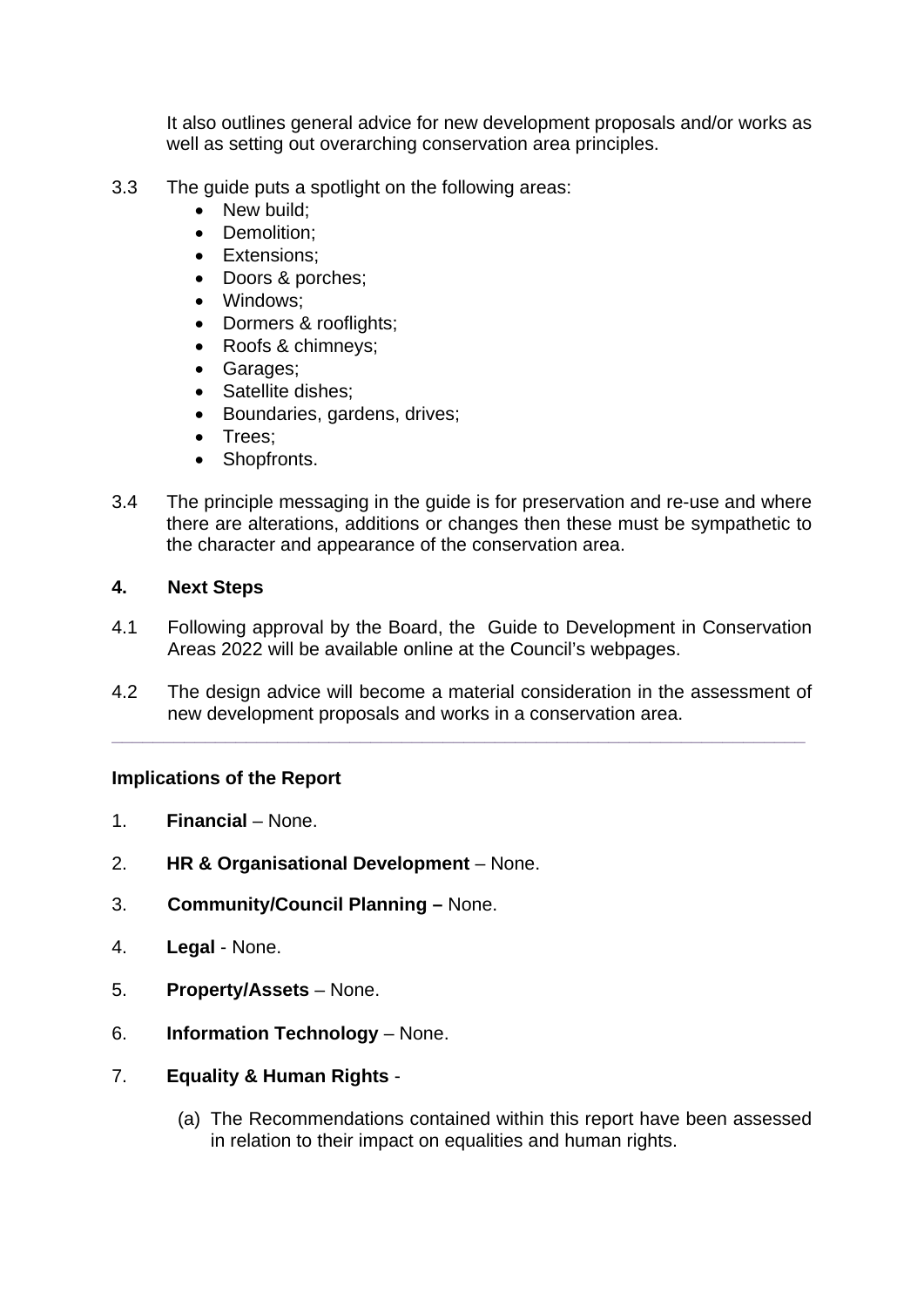It also outlines general advice for new development proposals and/or works as well as setting out overarching conservation area principles.

3.3 The guide puts a spotlight on the following areas:

- New build;
- Demolition;
- Extensions;
- Doors & porches;
- Windows;
- Dormers & rooflights;
- Roofs & chimneys;
- Garages;
- Satellite dishes;
- Boundaries, gardens, drives;
- Trees;
- Shopfronts.

3.4 The principle messaging in the guide is for preservation and re-use and where there are alterations, additions or changes then these must be sympathetic to the character and appearance of the conservation area.

**4. Next Steps**

4.1 Following approval by the Board, the Guide to Development in Conservation Areas 2022 will be available online at the Council's webpages.

4.2 The design advice will become a material consideration in the assessment of new development proposals and works in a conservation area.

---

**Implications of the Report**

1. **Financial** – None.

2. **HR & Organisational Development** – None.

3. **Community/Council Planning –** None.

4. **Legal** - None.

5. **Property/Assets** – None.

6. **Information Technology** – None.

7. **Equality & Human Rights** -

   (a) The Recommendations contained within this report have been assessed in relation to their impact on equalities and human rights.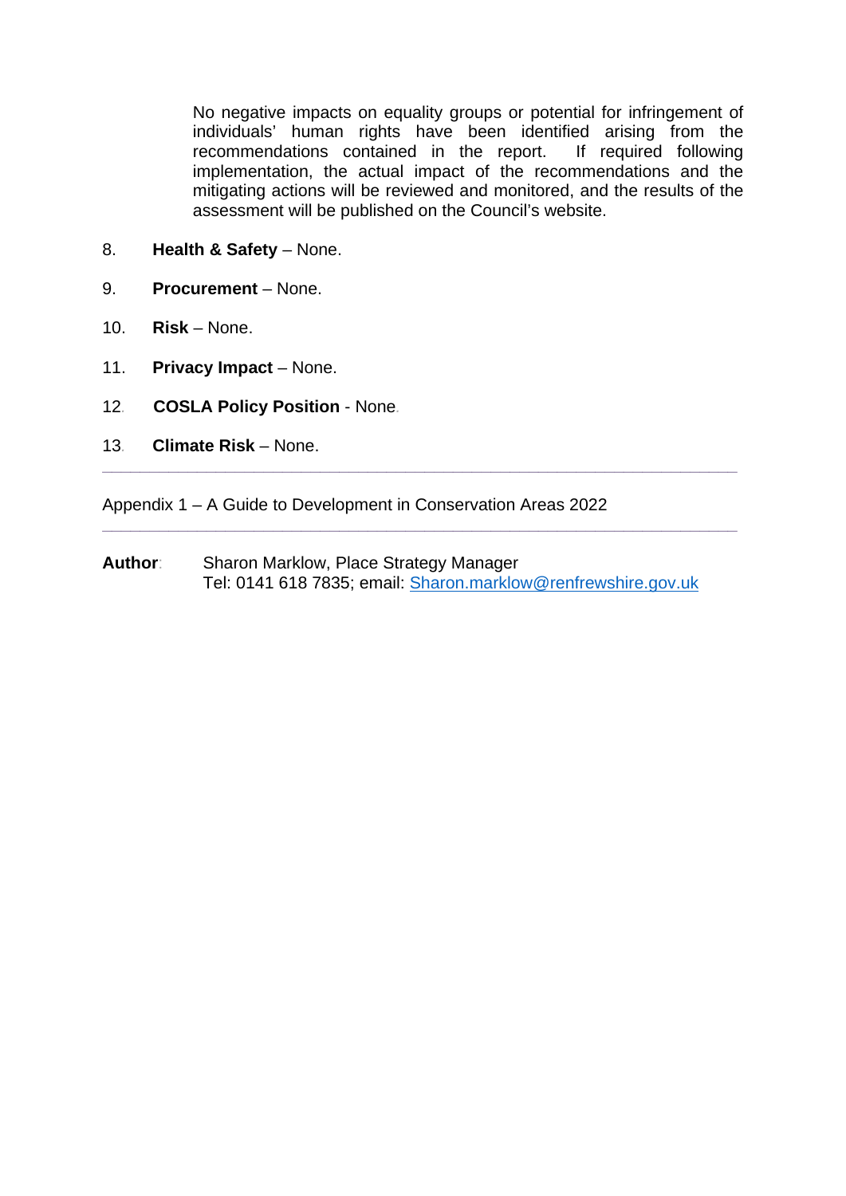No negative impacts on equality groups or potential for infringement of individuals' human rights have been identified arising from the recommendations contained in the report. If required following implementation, the actual impact of the recommendations and the mitigating actions will be reviewed and monitored, and the results of the assessment will be published on the Council's website.

8. **Health & Safety** – None.

9. **Procurement** – None.

10. **Risk** – None.

11. **Privacy Impact** – None.

12. **COSLA Policy Position** - None.

13. **Climate Risk** – None.

---

Appendix 1 – A Guide to Development in Conservation Areas 2022

---

**Author**: Sharon Marklow, Place Strategy Manager
Tel: 0141 618 7835; email: Sharon.marklow@renfrewshire.gov.uk